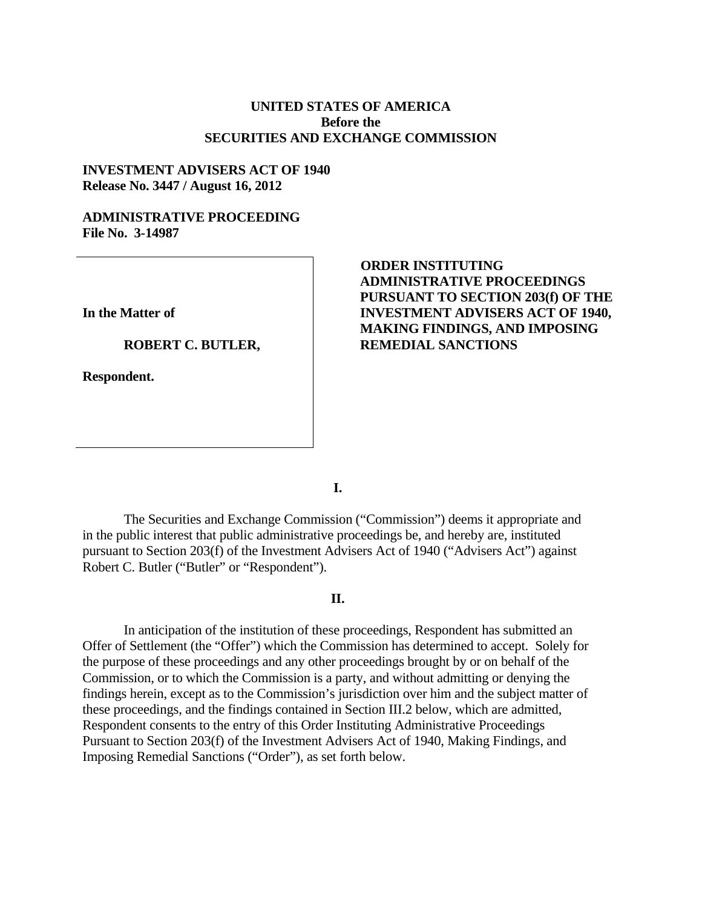**UNITED STATES OF AMERICA**
**Before the**
**SECURITIES AND EXCHANGE COMMISSION**

**INVESTMENT ADVISERS ACT OF 1940**
**Release No. 3447 / August 16, 2012**

**ADMINISTRATIVE PROCEEDING**
**File No. 3-14987**

**In the Matter of**

**ROBERT C. BUTLER,**

**Respondent.**

**ORDER INSTITUTING ADMINISTRATIVE PROCEEDINGS PURSUANT TO SECTION 203(f) OF THE INVESTMENT ADVISERS ACT OF 1940, MAKING FINDINGS, AND IMPOSING REMEDIAL SANCTIONS**

## I.

The Securities and Exchange Commission ("Commission") deems it appropriate and in the public interest that public administrative proceedings be, and hereby are, instituted pursuant to Section 203(f) of the Investment Advisers Act of 1940 ("Advisers Act") against Robert C. Butler ("Butler" or "Respondent").

## II.

In anticipation of the institution of these proceedings, Respondent has submitted an Offer of Settlement (the "Offer") which the Commission has determined to accept. Solely for the purpose of these proceedings and any other proceedings brought by or on behalf of the Commission, or to which the Commission is a party, and without admitting or denying the findings herein, except as to the Commission's jurisdiction over him and the subject matter of these proceedings, and the findings contained in Section III.2 below, which are admitted, Respondent consents to the entry of this Order Instituting Administrative Proceedings Pursuant to Section 203(f) of the Investment Advisers Act of 1940, Making Findings, and Imposing Remedial Sanctions ("Order"), as set forth below.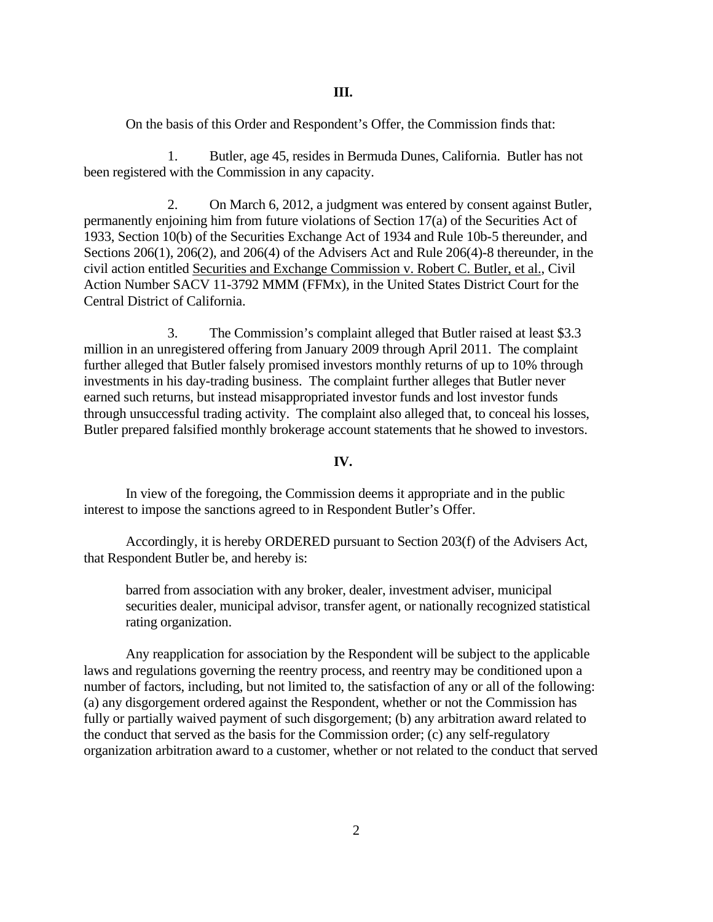### III.

On the basis of this Order and Respondent's Offer, the Commission finds that:

1. Butler, age 45, resides in Bermuda Dunes, California. Butler has not been registered with the Commission in any capacity.

2. On March 6, 2012, a judgment was entered by consent against Butler, permanently enjoining him from future violations of Section 17(a) of the Securities Act of 1933, Section 10(b) of the Securities Exchange Act of 1934 and Rule 10b-5 thereunder, and Sections 206(1), 206(2), and 206(4) of the Advisers Act and Rule 206(4)-8 thereunder, in the civil action entitled Securities and Exchange Commission v. Robert C. Butler, et al., Civil Action Number SACV 11-3792 MMM (FFMx), in the United States District Court for the Central District of California.

3. The Commission's complaint alleged that Butler raised at least $3.3 million in an unregistered offering from January 2009 through April 2011. The complaint further alleged that Butler falsely promised investors monthly returns of up to 10% through investments in his day-trading business. The complaint further alleges that Butler never earned such returns, but instead misappropriated investor funds and lost investor funds through unsuccessful trading activity. The complaint also alleged that, to conceal his losses, Butler prepared falsified monthly brokerage account statements that he showed to investors.

### IV.

In view of the foregoing, the Commission deems it appropriate and in the public interest to impose the sanctions agreed to in Respondent Butler's Offer.

Accordingly, it is hereby ORDERED pursuant to Section 203(f) of the Advisers Act, that Respondent Butler be, and hereby is:

> barred from association with any broker, dealer, investment adviser, municipal securities dealer, municipal advisor, transfer agent, or nationally recognized statistical rating organization.

Any reapplication for association by the Respondent will be subject to the applicable laws and regulations governing the reentry process, and reentry may be conditioned upon a number of factors, including, but not limited to, the satisfaction of any or all of the following: (a) any disgorgement ordered against the Respondent, whether or not the Commission has fully or partially waived payment of such disgorgement; (b) any arbitration award related to the conduct that served as the basis for the Commission order; (c) any self-regulatory organization arbitration award to a customer, whether or not related to the conduct that served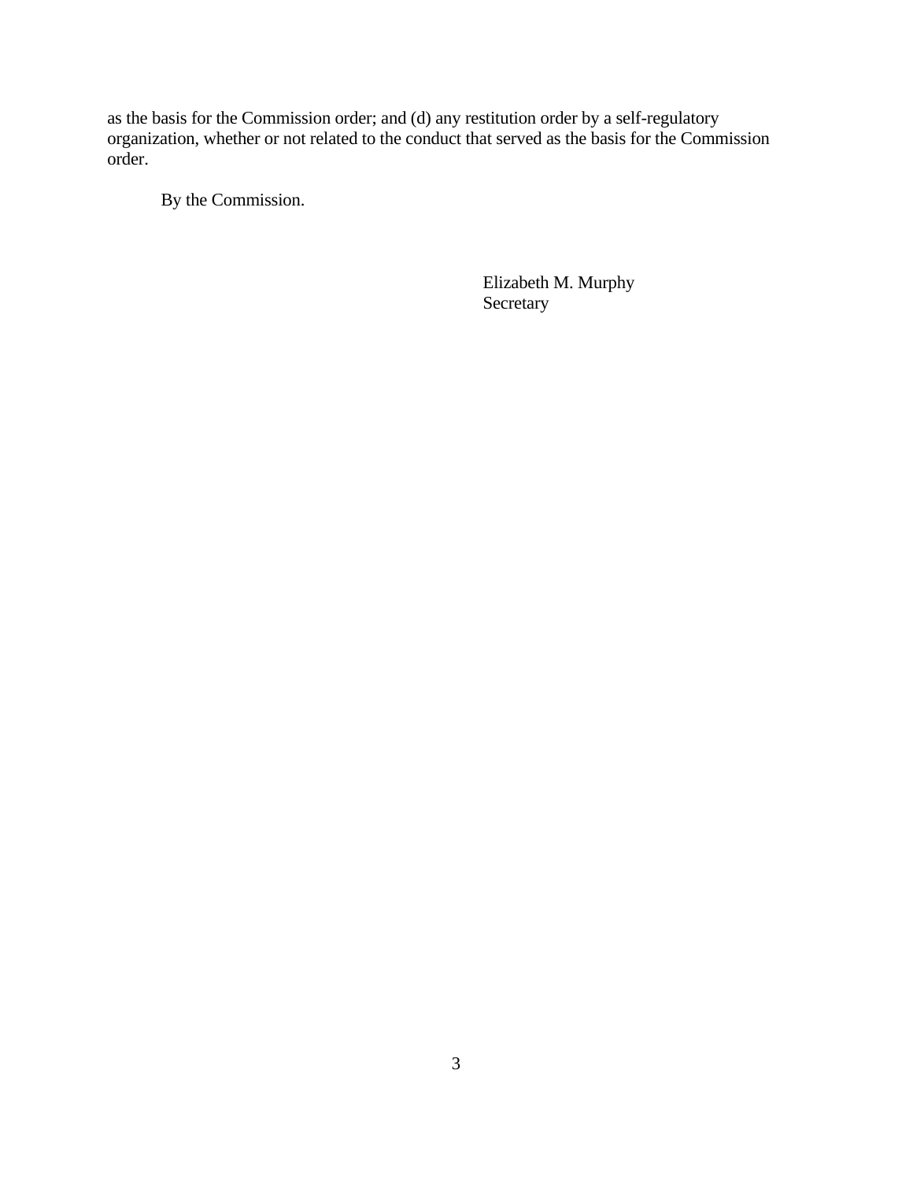as the basis for the Commission order; and (d) any restitution order by a self-regulatory organization, whether or not related to the conduct that served as the basis for the Commission order.

By the Commission.

Elizabeth M. Murphy
Secretary